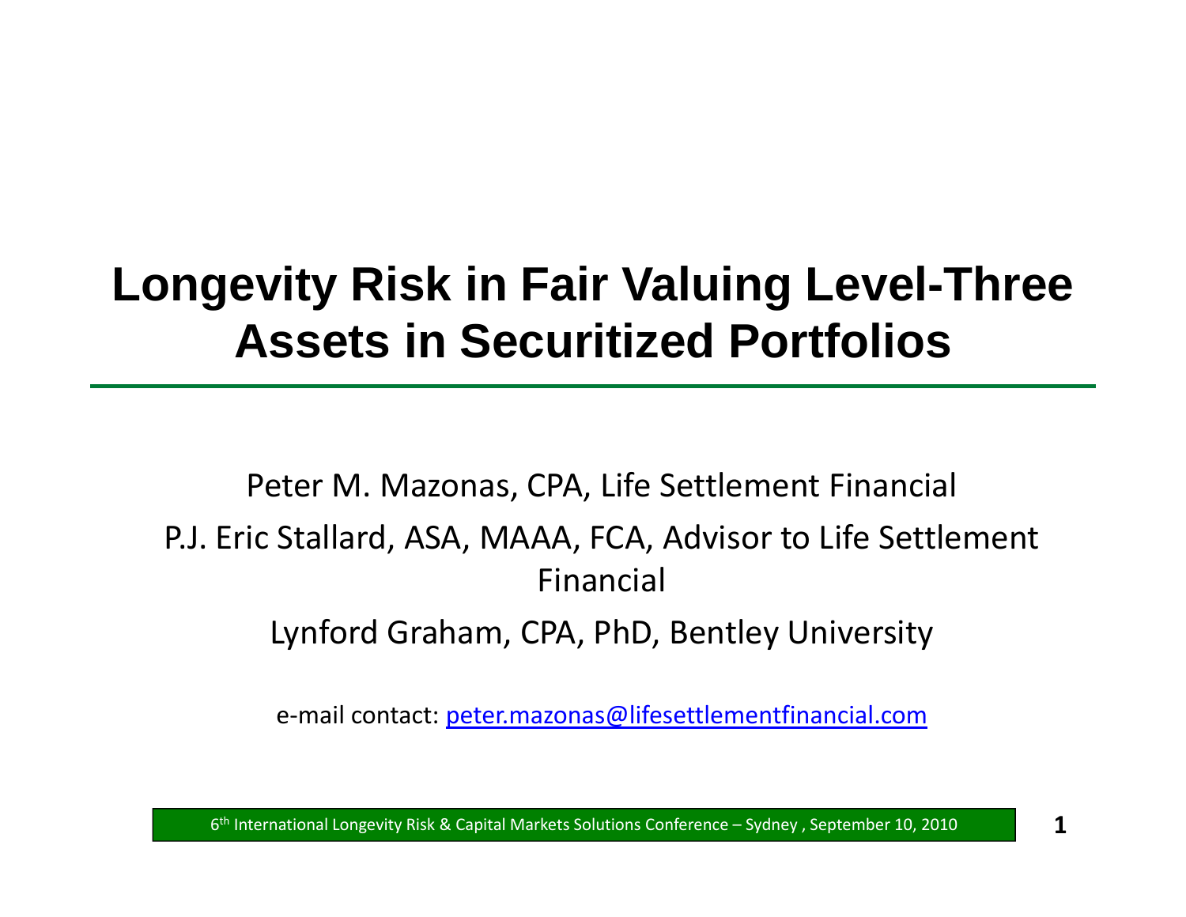# Longevity Risk in Fair Valuing Level-Three Assets in Securitized Portfolios

Peter M. Mazonas, CPA, Life Settlement Financial

P.J. Eric Stallard, ASA, MAAA, FCA, Advisor to Life Settlement Financial

Lynford Graham, CPA, PhD, Bentley University

e-mail contact: peter.mazonas@lifesettlementfinancial.com

6th International Longevity Risk & Capital Markets Solutions Conference – Sydney , September 10, 2010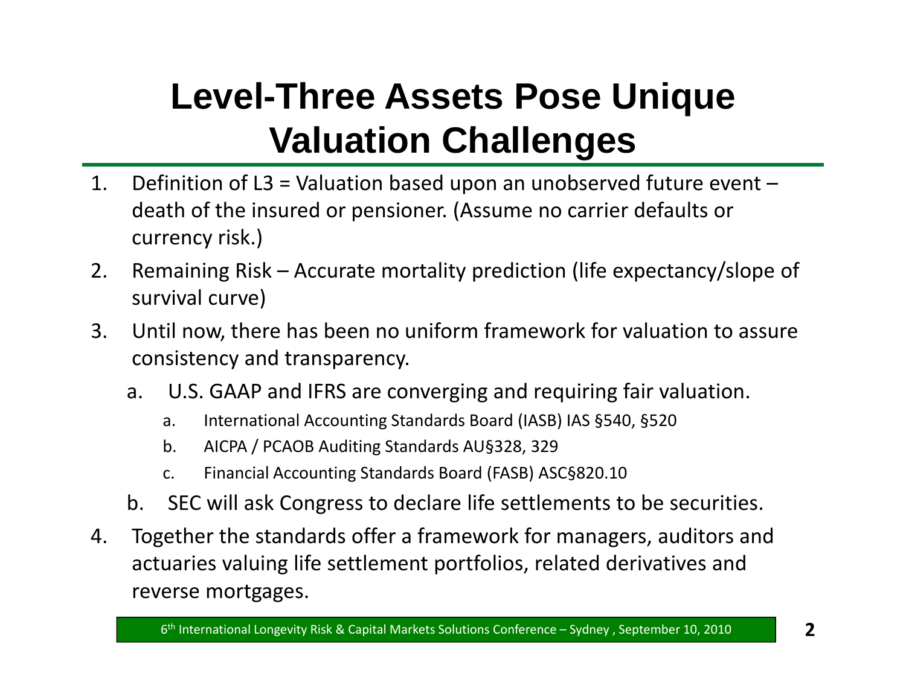# Level-Three Assets Pose Unique Valuation Challenges

1. Definition of L3 = Valuation based upon an unobserved future event – death of the insured or pensioner. (Assume no carrier defaults or currency risk.)
2. Remaining Risk – Accurate mortality prediction (life expectancy/slope of survival curve)
3. Until now, there has been no uniform framework for valuation to assure consistency and transparency.
    a. U.S. GAAP and IFRS are converging and requiring fair valuation.
        a. International Accounting Standards Board (IASB) IAS §540, §520
        b. AICPA / PCAOB Auditing Standards AU§328, 329
        c. Financial Accounting Standards Board (FASB) ASC§820.10
    b. SEC will ask Congress to declare life settlements to be securities.
4. Together the standards offer a framework for managers, auditors and actuaries valuing life settlement portfolios, related derivatives and reverse mortgages.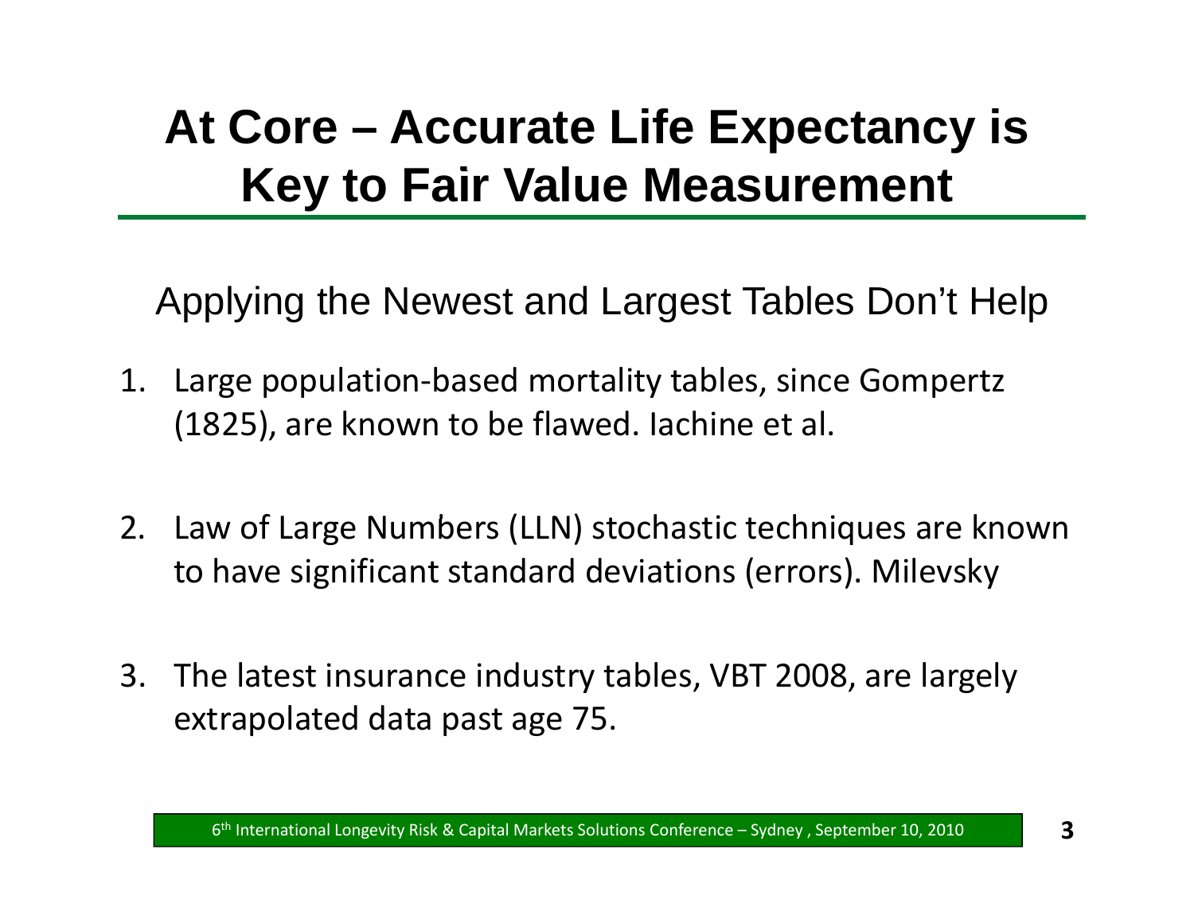# At Core – Accurate Life Expectancy is Key to Fair Value Measurement

## Applying the Newest and Largest Tables Don't Help

1. Large population-based mortality tables, since Gompertz (1825), are known to be flawed. Iachine et al.

2. Law of Large Numbers (LLN) stochastic techniques are known to have significant standard deviations (errors). Milevsky

3. The latest insurance industry tables, VBT 2008, are largely extrapolated data past age 75.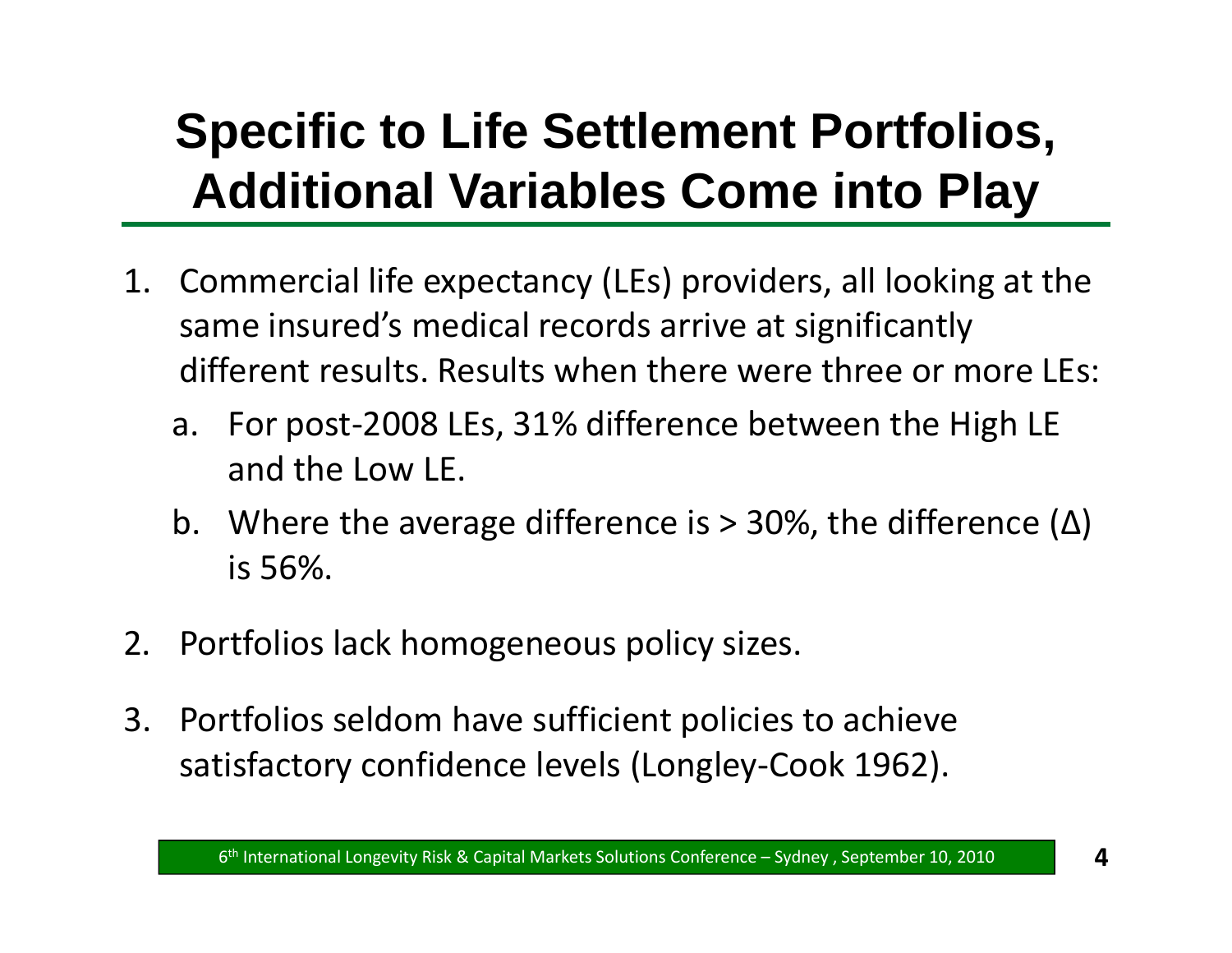# Specific to Life Settlement Portfolios, Additional Variables Come into Play

1. Commercial life expectancy (LEs) providers, all looking at the same insured's medical records arrive at significantly different results. Results when there were three or more LEs:
   a. For post-2008 LEs, 31% difference between the High LE and the Low LE.
   b. Where the average difference is > 30%, the difference (Δ) is 56%.
2. Portfolios lack homogeneous policy sizes.
3. Portfolios seldom have sufficient policies to achieve satisfactory confidence levels (Longley-Cook 1962).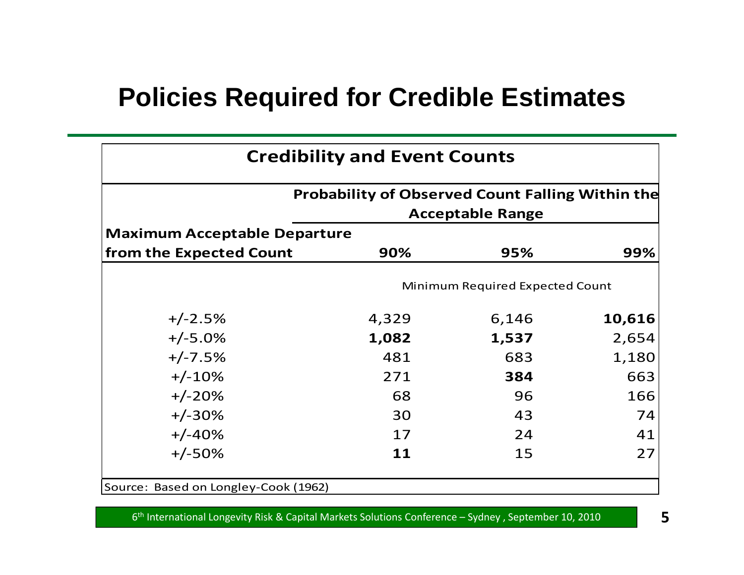# Policies Required for Credible Estimates

**Credibility and Event Counts**

| Maximum Acceptable Departure from the Expected Count | Probability of Observed Count Falling Within the Acceptable Range | | |
|---|---|---|---|
| | **90%** | **95%** | **99%** |
| | Minimum Required Expected Count | | |
| +/-2.5% | 4,329 | 6,146 | **10,616** |
| +/-5.0% | **1,082** | **1,537** | 2,654 |
| +/-7.5% | 481 | 683 | 1,180 |
| +/-10% | 271 | **384** | 663 |
| +/-20% | 68 | 96 | 166 |
| +/-30% | 30 | 43 | 74 |
| +/-40% | 17 | 24 | 41 |
| +/-50% | **11** | 15 | 27 |

Source: Based on Longley-Cook (1962)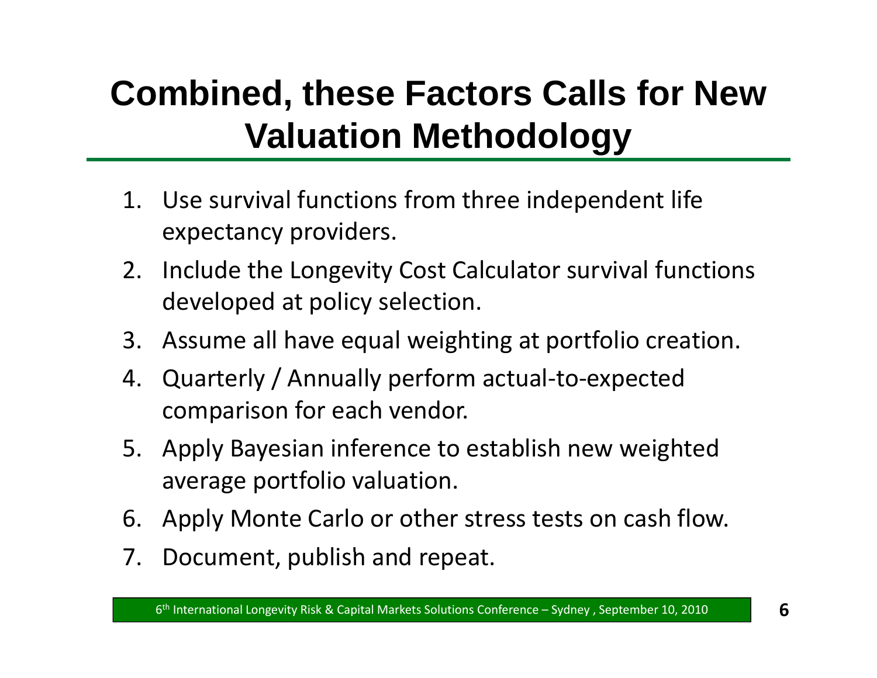# Combined, these Factors Calls for New Valuation Methodology

1. Use survival functions from three independent life expectancy providers.
2. Include the Longevity Cost Calculator survival functions developed at policy selection.
3. Assume all have equal weighting at portfolio creation.
4. Quarterly / Annually perform actual-to-expected comparison for each vendor.
5. Apply Bayesian inference to establish new weighted average portfolio valuation.
6. Apply Monte Carlo or other stress tests on cash flow.
7. Document, publish and repeat.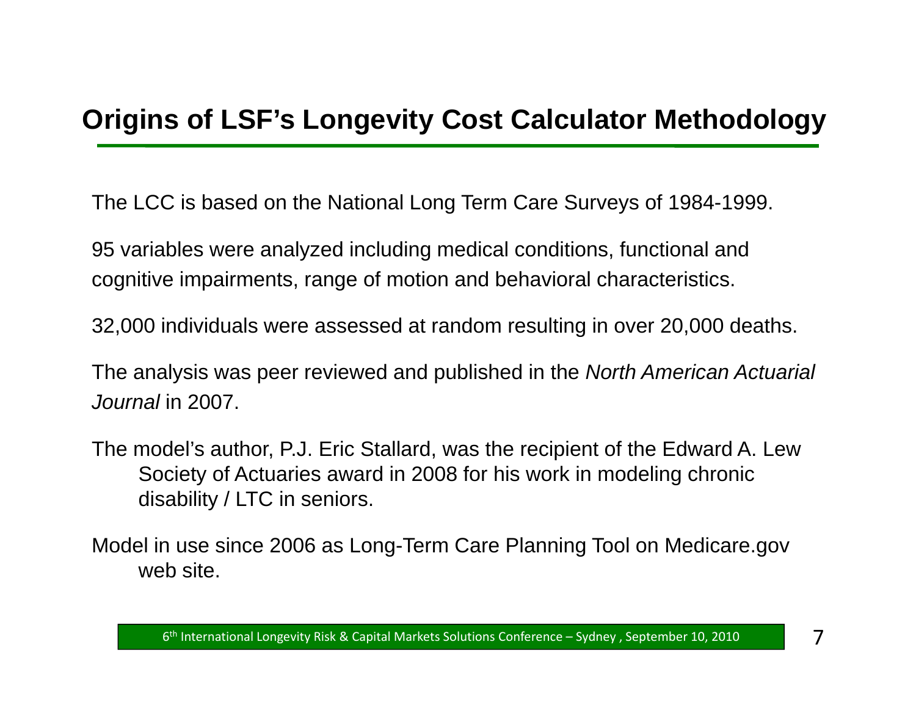## Origins of LSF's Longevity Cost Calculator Methodology

The LCC is based on the National Long Term Care Surveys of 1984-1999.

95 variables were analyzed including medical conditions, functional and cognitive impairments, range of motion and behavioral characteristics.

32,000 individuals were assessed at random resulting in over 20,000 deaths.

The analysis was peer reviewed and published in the *North American Actuarial Journal* in 2007.

The model's author, P.J. Eric Stallard, was the recipient of the Edward A. Lew Society of Actuaries award in 2008 for his work in modeling chronic disability / LTC in seniors.

Model in use since 2006 as Long-Term Care Planning Tool on Medicare.gov web site.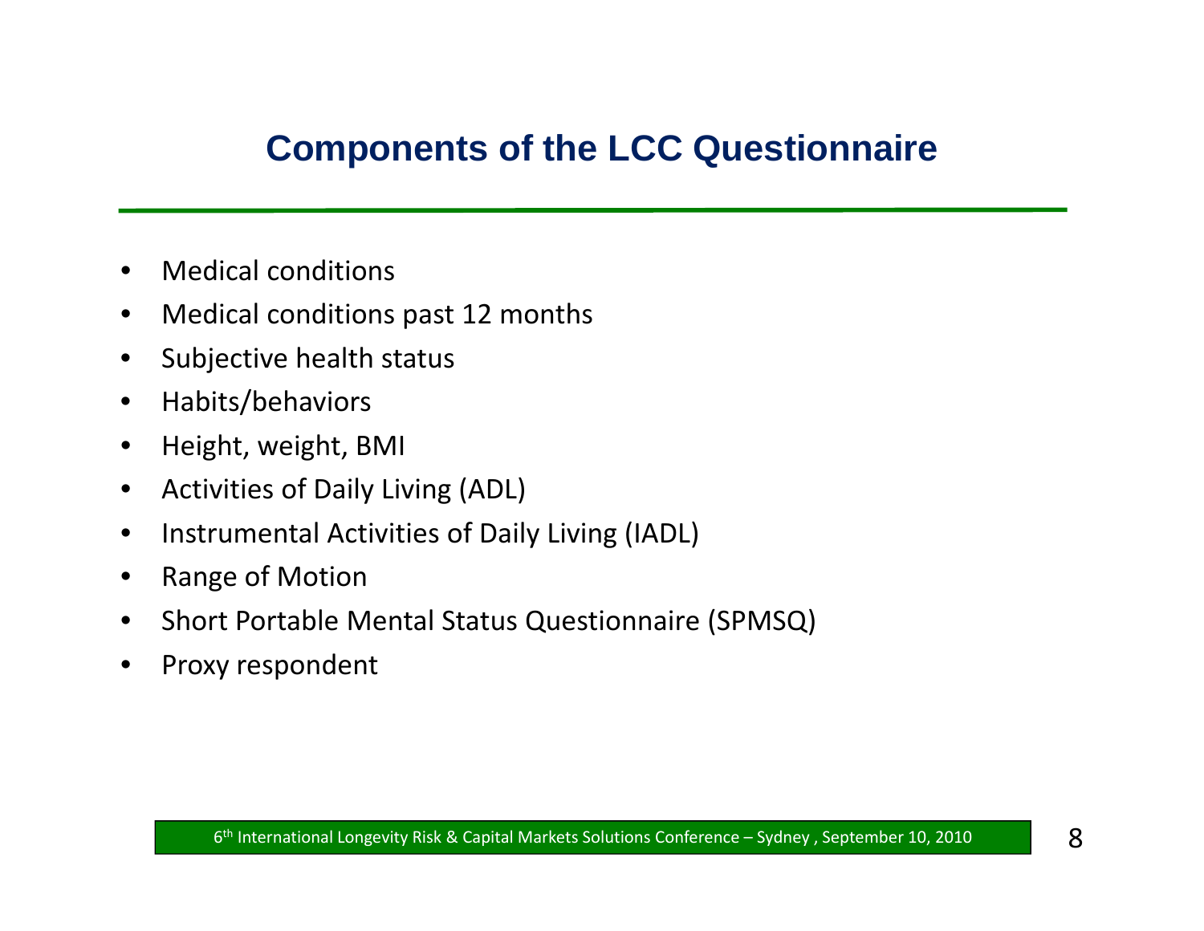# Components of the LCC Questionnaire

- Medical conditions
- Medical conditions past 12 months
- Subjective health status
- Habits/behaviors
- Height, weight, BMI
- Activities of Daily Living (ADL)
- Instrumental Activities of Daily Living (IADL)
- Range of Motion
- Short Portable Mental Status Questionnaire (SPMSQ)
- Proxy respondent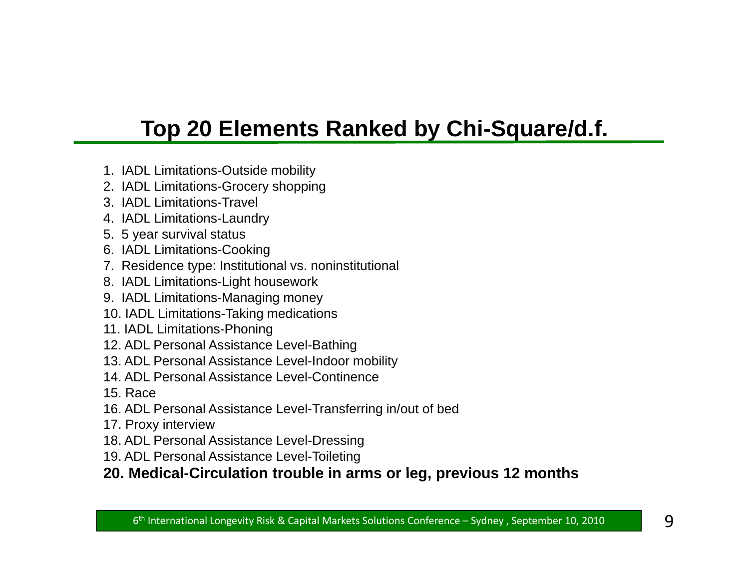## Top 20 Elements Ranked by Chi-Square/d.f.

1. IADL Limitations-Outside mobility
2. IADL Limitations-Grocery shopping
3. IADL Limitations-Travel
4. IADL Limitations-Laundry
5. 5 year survival status
6. IADL Limitations-Cooking
7. Residence type: Institutional vs. noninstitutional
8. IADL Limitations-Light housework
9. IADL Limitations-Managing money
10. IADL Limitations-Taking medications
11. IADL Limitations-Phoning
12. ADL Personal Assistance Level-Bathing
13. ADL Personal Assistance Level-Indoor mobility
14. ADL Personal Assistance Level-Continence
15. Race
16. ADL Personal Assistance Level-Transferring in/out of bed
17. Proxy interview
18. ADL Personal Assistance Level-Dressing
19. ADL Personal Assistance Level-Toileting
20. **Medical-Circulation trouble in arms or leg, previous 12 months**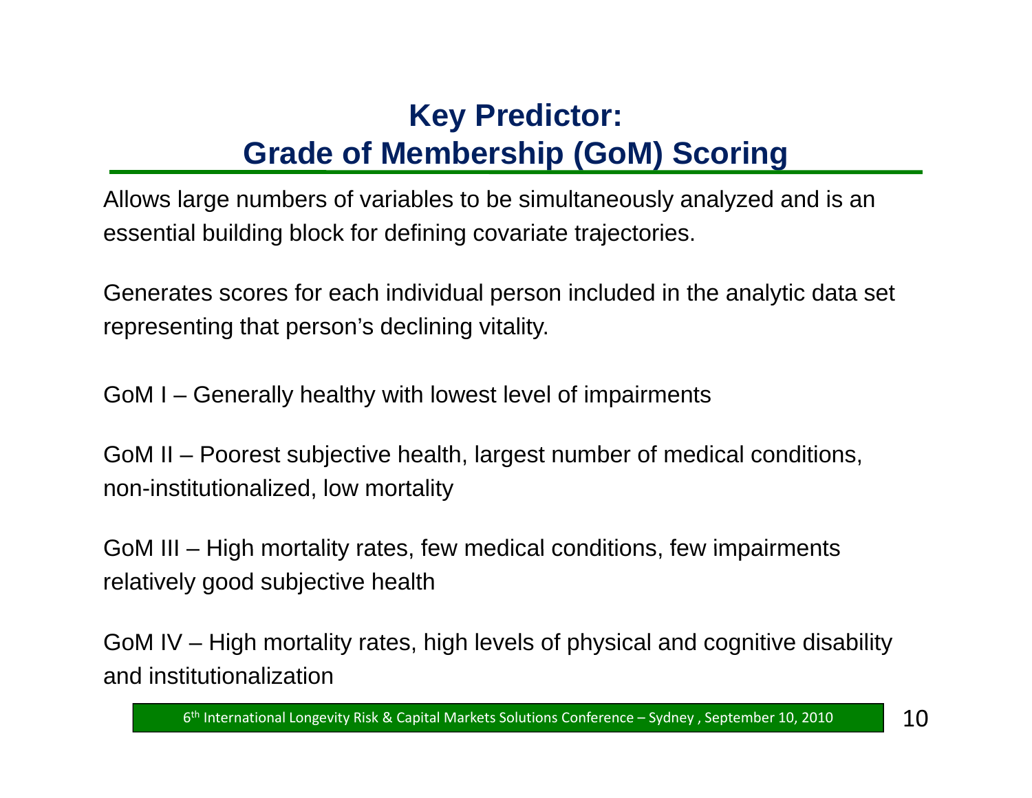# Key Predictor: Grade of Membership (GoM) Scoring

Allows large numbers of variables to be simultaneously analyzed and is an essential building block for defining covariate trajectories.

Generates scores for each individual person included in the analytic data set representing that person's declining vitality.

GoM I – Generally healthy with lowest level of impairments

GoM II – Poorest subjective health, largest number of medical conditions, non-institutionalized, low mortality

GoM III – High mortality rates, few medical conditions, few impairments relatively good subjective health

GoM IV – High mortality rates, high levels of physical and cognitive disability and institutionalization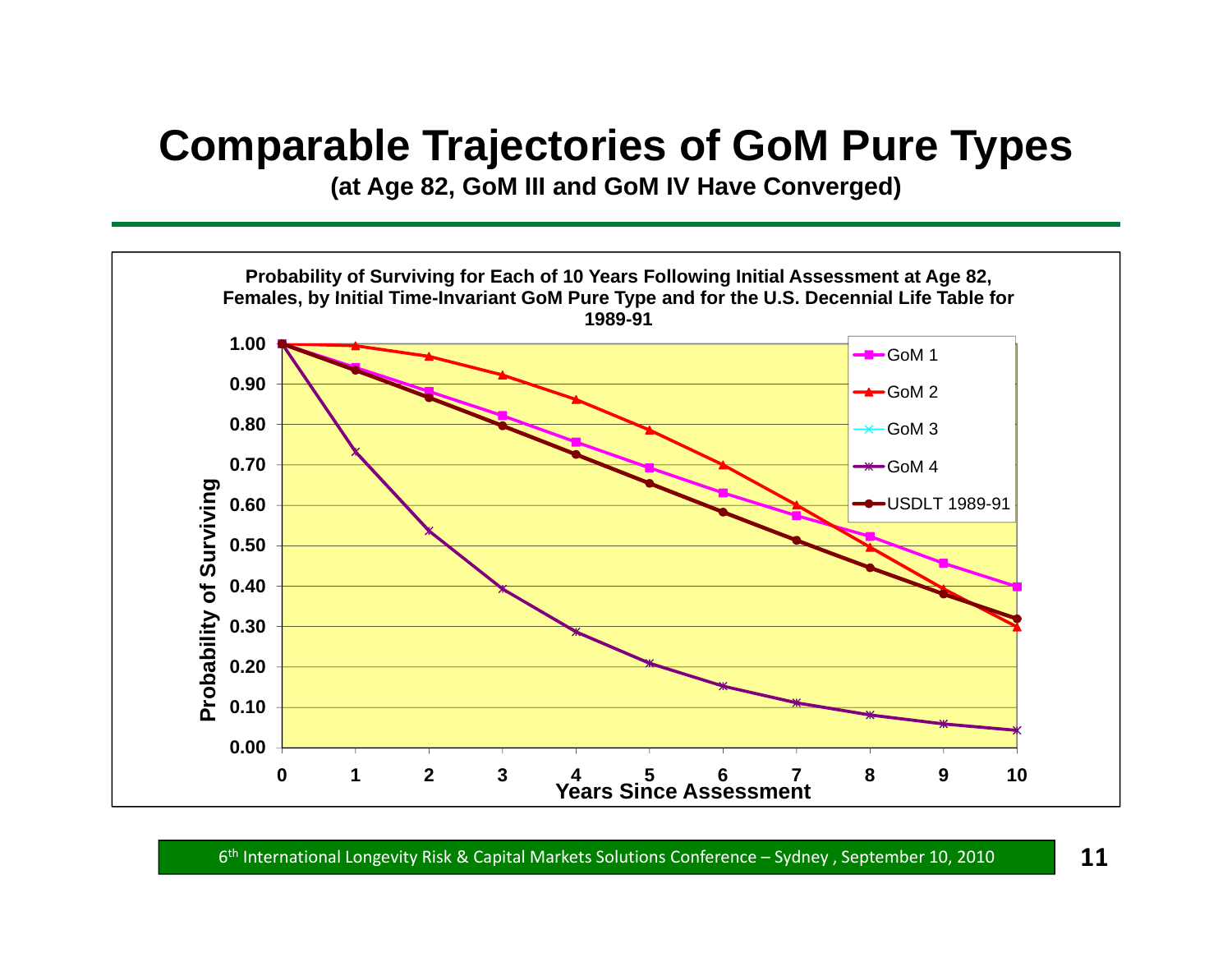# Comparable Trajectories of GoM Pure Types

**(at Age 82, GoM III and GoM IV Have Converged)**

**Probability of Surviving for Each of 10 Years Following Initial Assessment at Age 82, Females, by Initial Time-Invariant GoM Pure Type and for the U.S. Decennial Life Table for 1989-91**

Legend: GoM 1, GoM 2, GoM 3, GoM 4, USDLT 1989-91

Y-axis: Probability of Surviving (0.00 – 1.00)

X-axis: Years Since Assessment (0 – 10)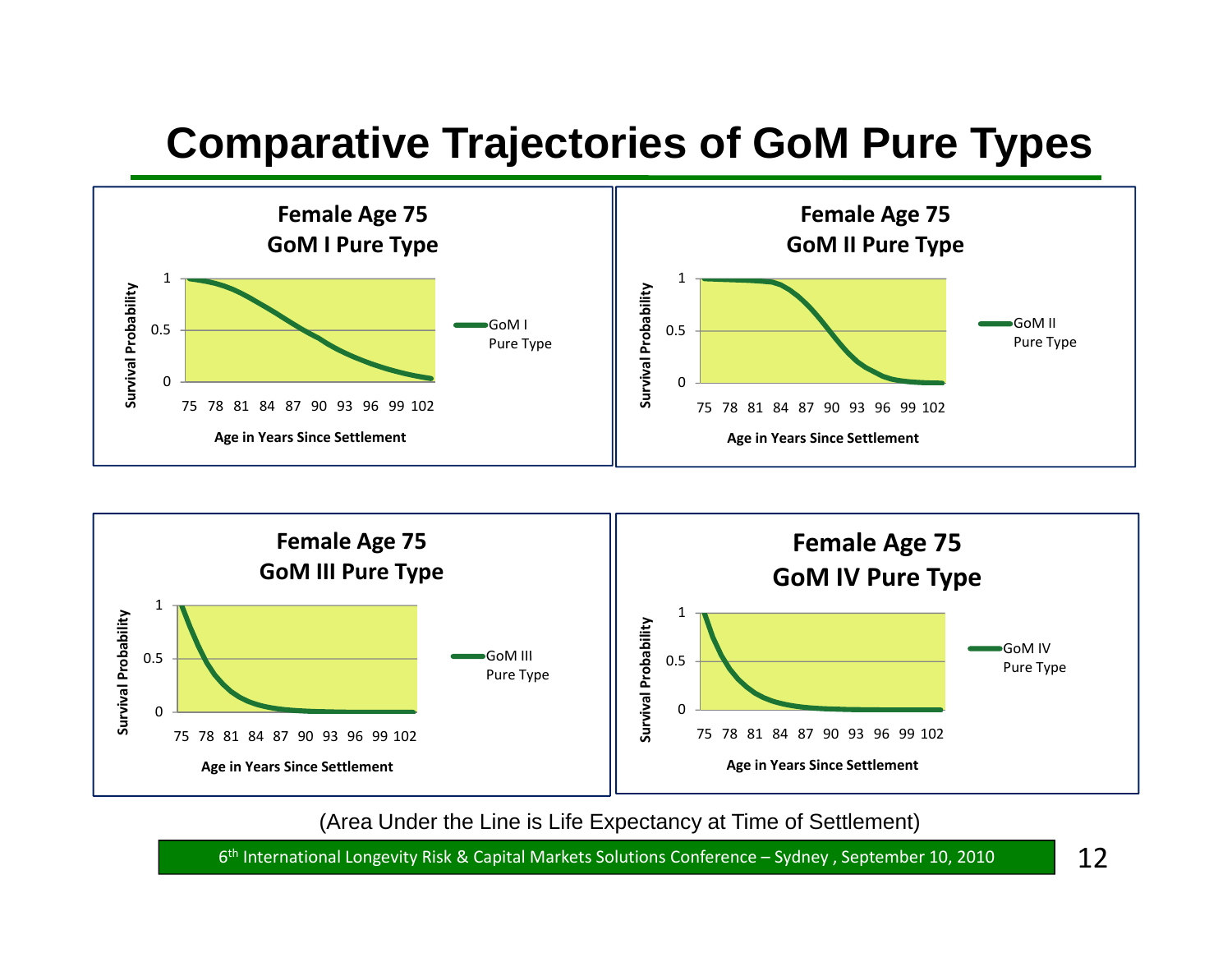# Comparative Trajectories of GoM Pure Types

**Female Age 75**
**GoM I Pure Type**

Survival Probability: 1, 0.5, 0

Age in Years Since Settlement: 75 78 81 84 87 90 93 96 99 102

Legend: GoM I Pure Type

**Female Age 75**
**GoM II Pure Type**

Survival Probability: 1, 0.5, 0

Age in Years Since Settlement: 75 78 81 84 87 90 93 96 99 102

Legend: GoM II Pure Type

**Female Age 75**
**GoM III Pure Type**

Survival Probability: 1, 0.5, 0

Age in Years Since Settlement: 75 78 81 84 87 90 93 96 99 102

Legend: GoM III Pure Type

**Female Age 75**
**GoM IV Pure Type**

Survival Probability: 1, 0.5, 0

Age in Years Since Settlement: 75 78 81 84 87 90 93 96 99 102

Legend: GoM IV Pure Type

(Area Under the Line is Life Expectancy at Time of Settlement)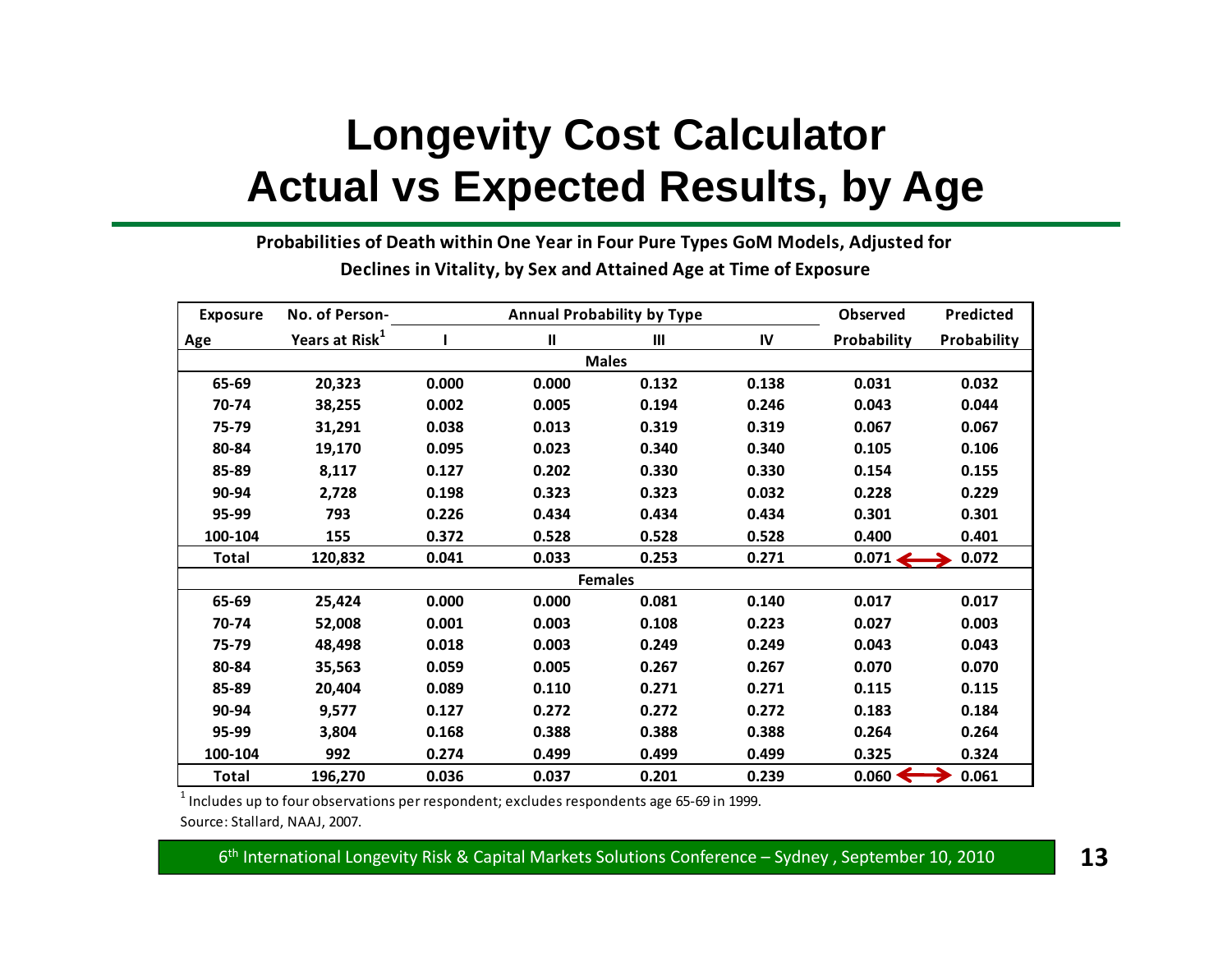# Longevity Cost Calculator
# Actual vs Expected Results, by Age

**Probabilities of Death within One Year in Four Pure Types GoM Models, Adjusted for Declines in Vitality, by Sex and Attained Age at Time of Exposure**

| Exposure Age | No. of Person-Years at Risk[1] | Annual Probability by Type I | II | III | IV | Observed Probability | Predicted Probability |
|---|---|---|---|---|---|---|---|
| **Males** | | | | | | | |
| 65-69 | 20,323 | 0.000 | 0.000 | 0.132 | 0.138 | 0.031 | 0.032 |
| 70-74 | 38,255 | 0.002 | 0.005 | 0.194 | 0.246 | 0.043 | 0.044 |
| 75-79 | 31,291 | 0.038 | 0.013 | 0.319 | 0.319 | 0.067 | 0.067 |
| 80-84 | 19,170 | 0.095 | 0.023 | 0.340 | 0.340 | 0.105 | 0.106 |
| 85-89 | 8,117 | 0.127 | 0.202 | 0.330 | 0.330 | 0.154 | 0.155 |
| 90-94 | 2,728 | 0.198 | 0.323 | 0.323 | 0.032 | 0.228 | 0.229 |
| 95-99 | 793 | 0.226 | 0.434 | 0.434 | 0.434 | 0.301 | 0.301 |
| 100-104 | 155 | 0.372 | 0.528 | 0.528 | 0.528 | 0.400 | 0.401 |
| Total | 120,832 | 0.041 | 0.033 | 0.253 | 0.271 | 0.071 ⟷ | 0.072 |
| **Females** | | | | | | | |
| 65-69 | 25,424 | 0.000 | 0.000 | 0.081 | 0.140 | 0.017 | 0.017 |
| 70-74 | 52,008 | 0.001 | 0.003 | 0.108 | 0.223 | 0.027 | 0.003 |
| 75-79 | 48,498 | 0.018 | 0.003 | 0.249 | 0.249 | 0.043 | 0.043 |
| 80-84 | 35,563 | 0.059 | 0.005 | 0.267 | 0.267 | 0.070 | 0.070 |
| 85-89 | 20,404 | 0.089 | 0.110 | 0.271 | 0.271 | 0.115 | 0.115 |
| 90-94 | 9,577 | 0.127 | 0.272 | 0.272 | 0.272 | 0.183 | 0.184 |
| 95-99 | 3,804 | 0.168 | 0.388 | 0.388 | 0.388 | 0.264 | 0.264 |
| 100-104 | 992 | 0.274 | 0.499 | 0.499 | 0.499 | 0.325 | 0.324 |
| Total | 196,270 | 0.036 | 0.037 | 0.201 | 0.239 | 0.060 ⟷ | 0.061 |

[1] Includes up to four observations per respondent; excludes respondents age 65-69 in 1999.

Source: Stallard, NAAJ, 2007.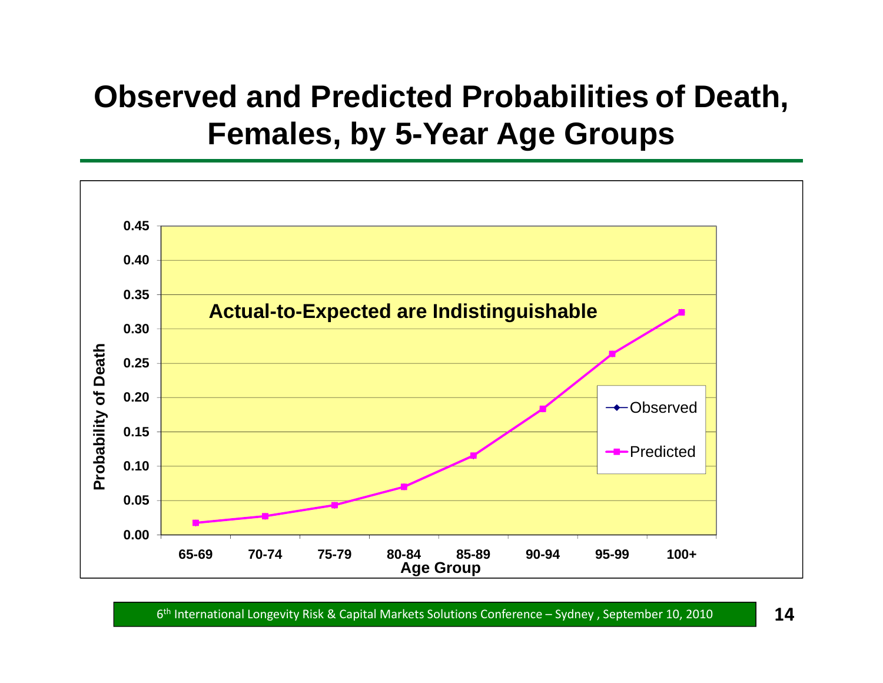# Observed and Predicted Probabilities of Death, Females, by 5-Year Age Groups

Actual-to-Expected are Indistinguishable

Probability of Death

0.45
0.40
0.35
0.30
0.25
0.20
0.15
0.10
0.05
0.00

65-69 | 70-74 | 75-79 | 80-84 | 85-89 | 90-94 | 95-99 | 100+

Age Group

Observed
Predicted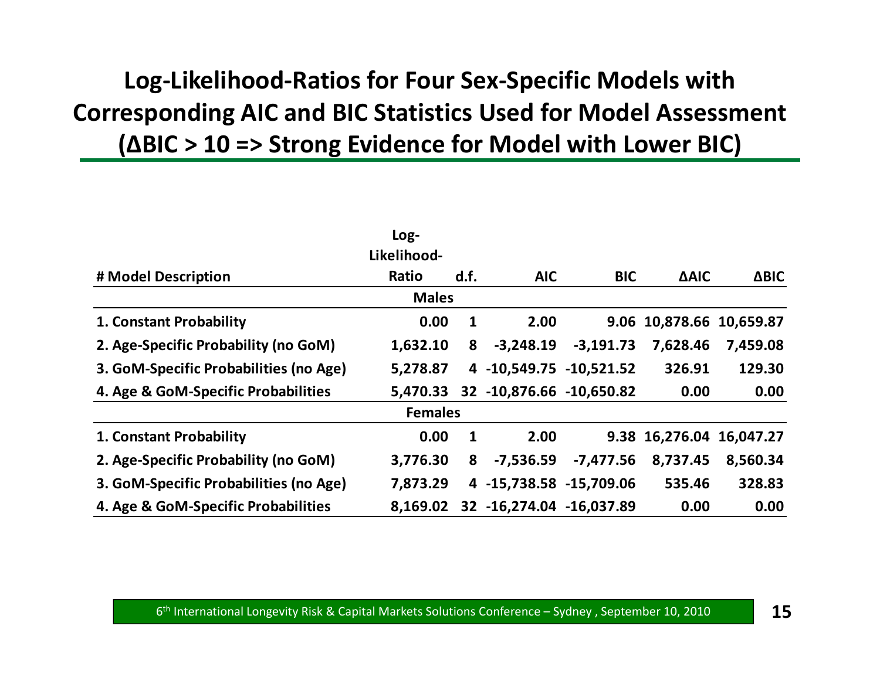# Log-Likelihood-Ratios for Four Sex-Specific Models with Corresponding AIC and BIC Statistics Used for Model Assessment (ΔBIC > 10 => Strong Evidence for Model with Lower BIC)

| # Model Description | Log-Likelihood-Ratio | d.f. | AIC | BIC | ΔAIC | ΔBIC |
|---|---|---|---|---|---|---|
| | **Males** | | | | | |
| **1. Constant Probability** | **0.00** | **1** | **2.00** | **9.06** | **10,878.66** | **10,659.87** |
| **2. Age-Specific Probability (no GoM)** | **1,632.10** | **8** | **-3,248.19** | **-3,191.73** | **7,628.46** | **7,459.08** |
| **3. GoM-Specific Probabilities (no Age)** | **5,278.87** | **4** | **-10,549.75** | **-10,521.52** | **326.91** | **129.30** |
| **4. Age & GoM-Specific Probabilities** | **5,470.33** | **32** | **-10,876.66** | **-10,650.82** | **0.00** | **0.00** |
| | **Females** | | | | | |
| **1. Constant Probability** | **0.00** | **1** | **2.00** | **9.38** | **16,276.04** | **16,047.27** |
| **2. Age-Specific Probability (no GoM)** | **3,776.30** | **8** | **-7,536.59** | **-7,477.56** | **8,737.45** | **8,560.34** |
| **3. GoM-Specific Probabilities (no Age)** | **7,873.29** | **4** | **-15,738.58** | **-15,709.06** | **535.46** | **328.83** |
| **4. Age & GoM-Specific Probabilities** | **8,169.02** | **32** | **-16,274.04** | **-16,037.89** | **0.00** | **0.00** |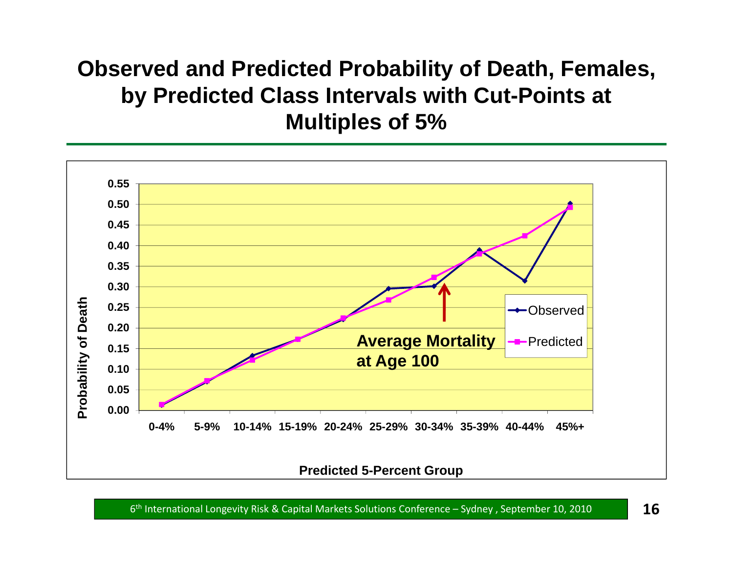# Observed and Predicted Probability of Death, Females, by Predicted Class Intervals with Cut-Points at Multiples of 5%

Probability of Death

0.55
0.50
0.45
0.40
0.35
0.30
0.25
0.20
0.15
0.10
0.05
0.00

0-4% 5-9% 10-14% 15-19% 20-24% 25-29% 30-34% 35-39% 40-44% 45%+

Predicted 5-Percent Group

Observed

Predicted

**Average Mortality at Age 100**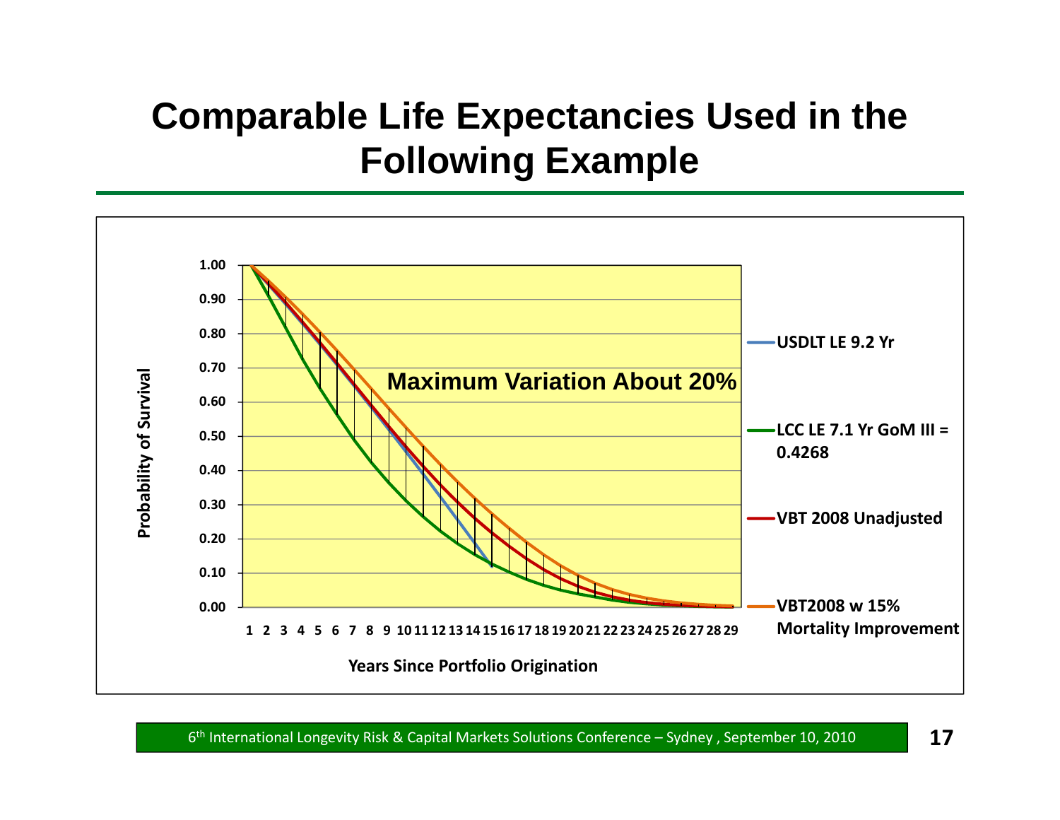# Comparable Life Expectancies Used in the Following Example

Maximum Variation About 20%

Probability of Survival

Years Since Portfolio Origination

- USDLT LE 9.2 Yr
- LCC LE 7.1 Yr GoM III = 0.4268
- VBT 2008 Unadjusted
- VBT2008 w 15% Mortality Improvement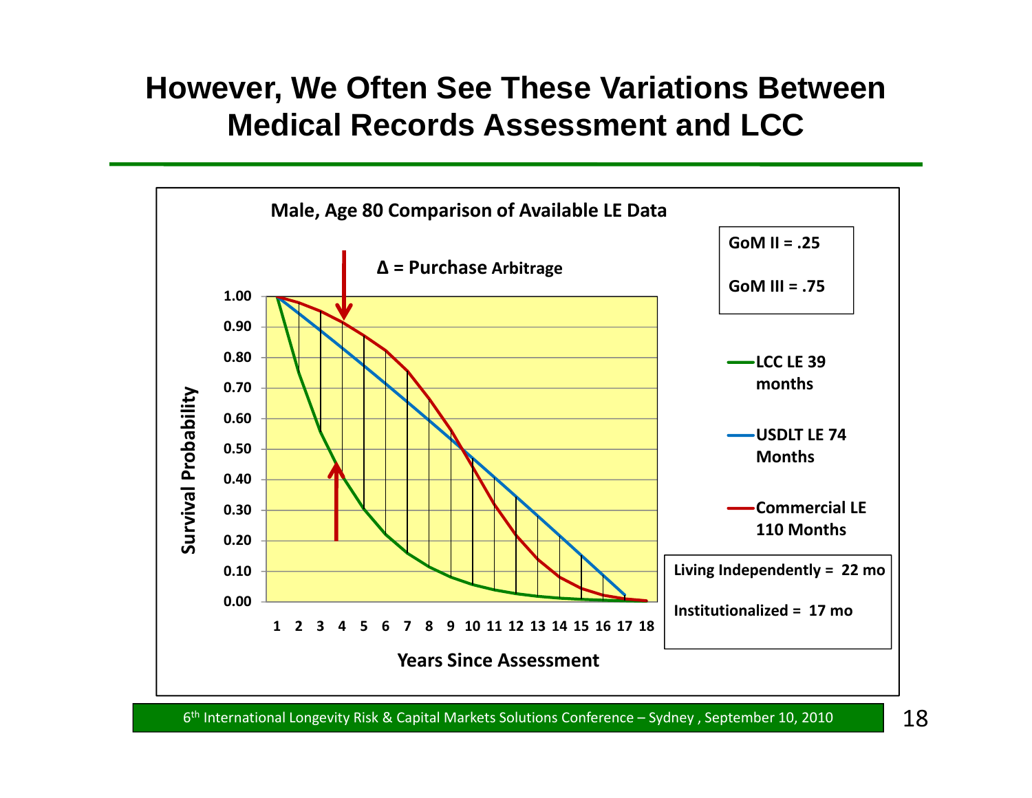# However, We Often See These Variations Between Medical Records Assessment and LCC

**Male, Age 80 Comparison of Available LE Data**

**Δ = Purchase Arbitrage**

**GoM II = .25**

**GoM III = .75**

- **LCC LE 39 months**
- **USDLT LE 74 Months**
- **Commercial LE 110 Months**

**Living Independently = 22 mo**

**Institutionalized = 17 mo**

Survival Probability (0.00–1.00) vs. Years Since Assessment (1–18)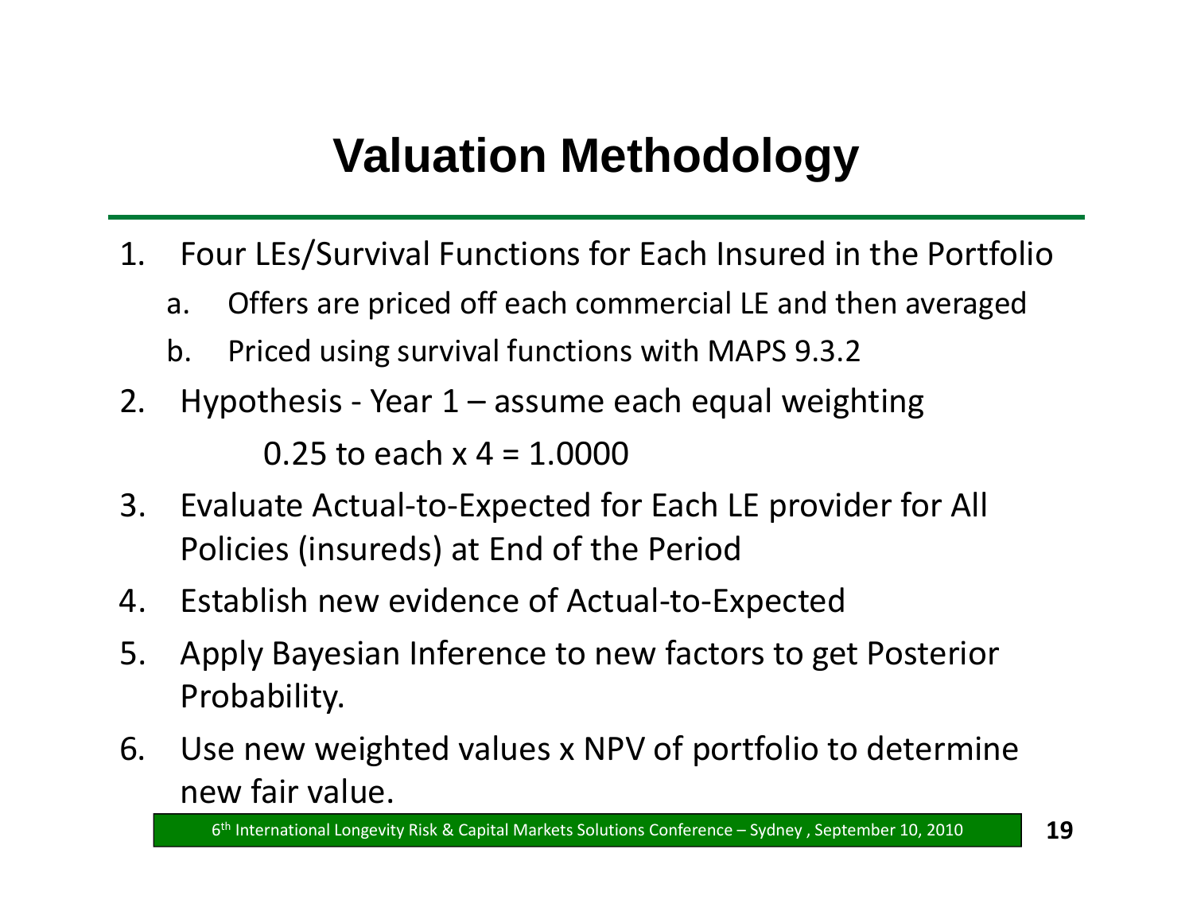# Valuation Methodology

1. Four LEs/Survival Functions for Each Insured in the Portfolio
   a. Offers are priced off each commercial LE and then averaged
   b. Priced using survival functions with MAPS 9.3.2
2. Hypothesis - Year 1 – assume each equal weighting

   0.25 to each x 4 = 1.0000
3. Evaluate Actual-to-Expected for Each LE provider for All Policies (insureds) at End of the Period
4. Establish new evidence of Actual-to-Expected
5. Apply Bayesian Inference to new factors to get Posterior Probability.
6. Use new weighted values x NPV of portfolio to determine new fair value.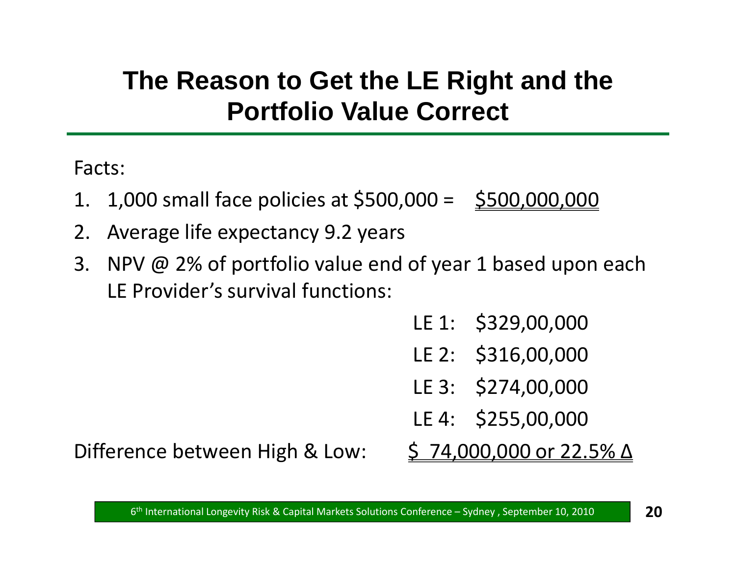# The Reason to Get the LE Right and the Portfolio Value Correct

Facts:

1. 1,000 small face policies at $500,000 = <u>$500,000,000</u>
2. Average life expectancy 9.2 years
3. NPV @ 2% of portfolio value end of year 1 based upon each LE Provider's survival functions:

| | |
|---|---|
| LE 1: | $329,00,000 |
| LE 2: | $316,00,000 |
| LE 3: | $274,00,000 |
| LE 4: | $255,00,000 |

Difference between High & Low: <u>$ 74,000,000 or 22.5% Δ</u>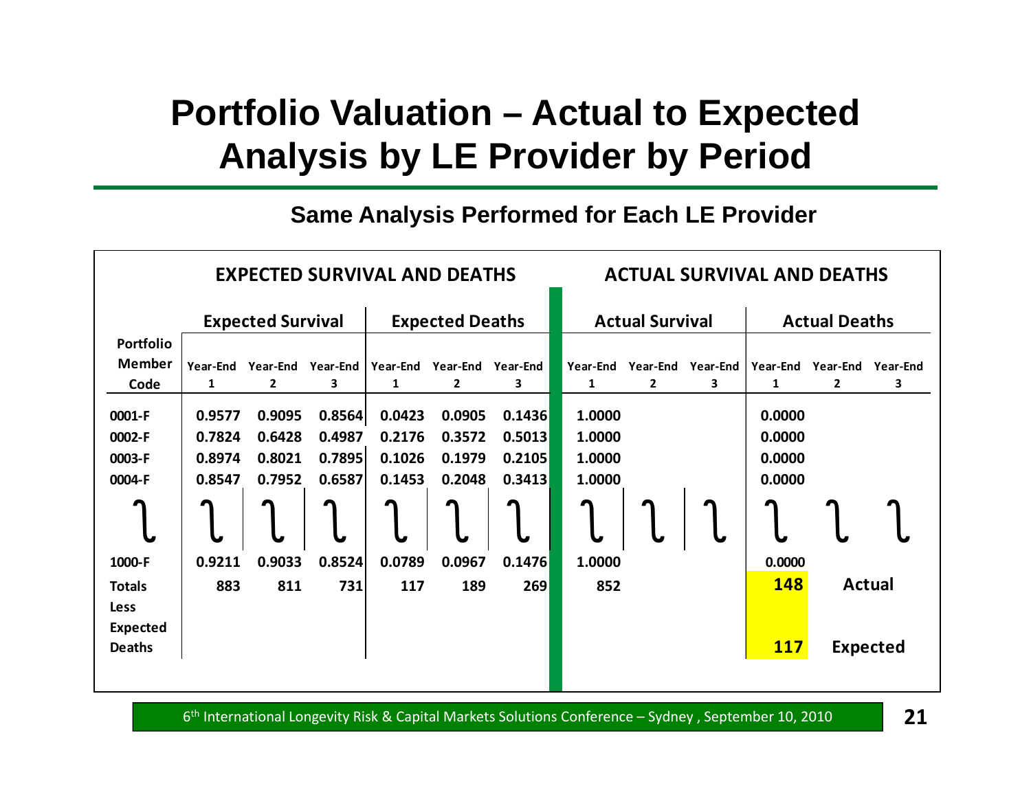# Portfolio Valuation – Actual to Expected Analysis by LE Provider by Period

### Same Analysis Performed for Each LE Provider

| | EXPECTED SURVIVAL AND DEATHS | | | | | | ACTUAL SURVIVAL AND DEATHS | | | | | |
|---|---|---|---|---|---|---|---|---|---|---|---|---|
| | Expected Survival | | | Expected Deaths | | | Actual Survival | | | Actual Deaths | | |
| Portfolio Member Code | Year-End 1 | Year-End 2 | Year-End 3 | Year-End 1 | Year-End 2 | Year-End 3 | Year-End 1 | Year-End 2 | Year-End 3 | Year-End 1 | Year-End 2 | Year-End 3 |
| 0001-F | 0.9577 | 0.9095 | 0.8564 | 0.0423 | 0.0905 | 0.1436 | 1.0000 | | | 0.0000 | | |
| 0002-F | 0.7824 | 0.6428 | 0.4987 | 0.2176 | 0.3572 | 0.5013 | 1.0000 | | | 0.0000 | | |
| 0003-F | 0.8974 | 0.8021 | 0.7895 | 0.1026 | 0.1979 | 0.2105 | 1.0000 | | | 0.0000 | | |
| 0004-F | 0.8547 | 0.7952 | 0.6587 | 0.1453 | 0.2048 | 0.3413 | 1.0000 | | | 0.0000 | | |
| ⁞ | ⁞ | ⁞ | ⁞ | ⁞ | ⁞ | ⁞ | ⁞ | ⁞ | ⁞ | ⁞ | ⁞ | ⁞ |
| 1000-F | 0.9211 | 0.9033 | 0.8524 | 0.0789 | 0.0967 | 0.1476 | 1.0000 | | | 0.0000 | | |
| Totals | 883 | 811 | 731 | 117 | 189 | 269 | 852 | | | 148 | Actual | |
| Less Expected Deaths | | | | | | | | | | 117 | Expected | |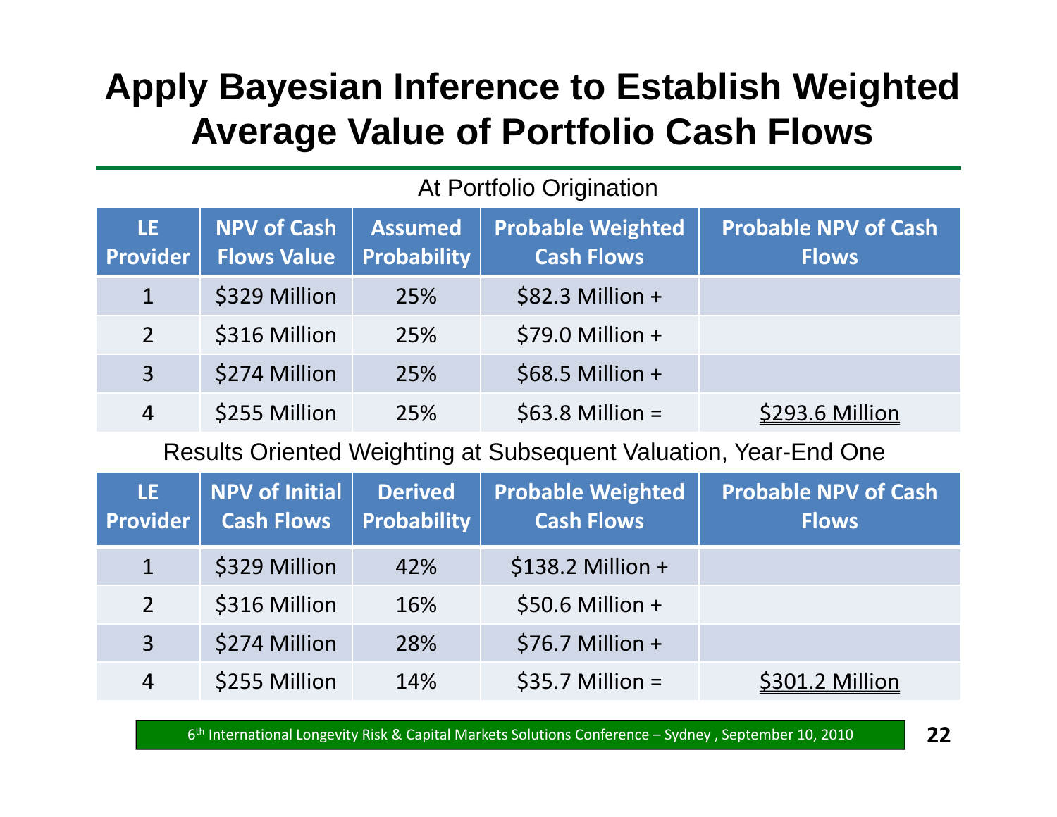# Apply Bayesian Inference to Establish Weighted Average Value of Portfolio Cash Flows

At Portfolio Origination

| LE Provider | NPV of Cash Flows Value | Assumed Probability | Probable Weighted Cash Flows | Probable NPV of Cash Flows |
|---|---|---|---|---|
| 1 | $329 Million | 25% | $82.3 Million + | |
| 2 | $316 Million | 25% | $79.0 Million + | |
| 3 | $274 Million | 25% | $68.5 Million + | |
| 4 | $255 Million | 25% | $63.8 Million = | $293.6 Million |

Results Oriented Weighting at Subsequent Valuation, Year-End One

| LE Provider | NPV of Initial Cash Flows | Derived Probability | Probable Weighted Cash Flows | Probable NPV of Cash Flows |
|---|---|---|---|---|
| 1 | $329 Million | 42% | $138.2 Million + | |
| 2 | $316 Million | 16% | $50.6 Million + | |
| 3 | $274 Million | 28% | $76.7 Million + | |
| 4 | $255 Million | 14% | $35.7 Million = | $301.2 Million |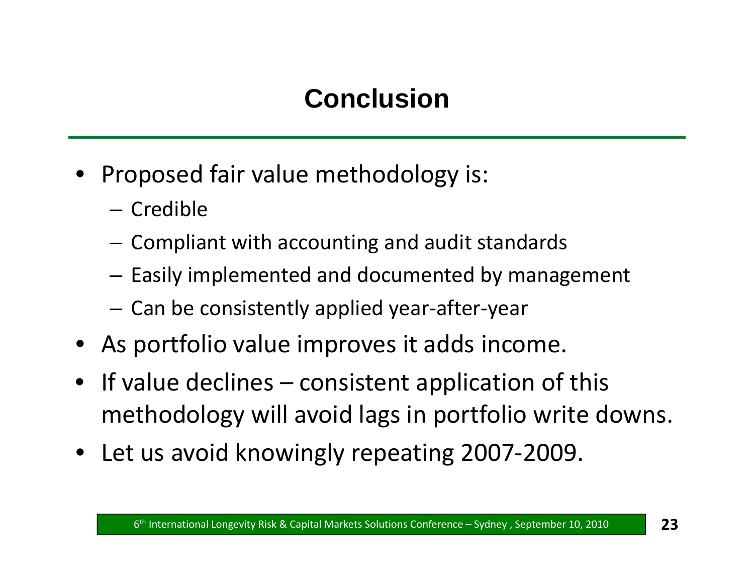# Conclusion

- Proposed fair value methodology is:
  - Credible
  - Compliant with accounting and audit standards
  - Easily implemented and documented by management
  - Can be consistently applied year-after-year
- As portfolio value improves it adds income.
- If value declines – consistent application of this methodology will avoid lags in portfolio write downs.
- Let us avoid knowingly repeating 2007-2009.